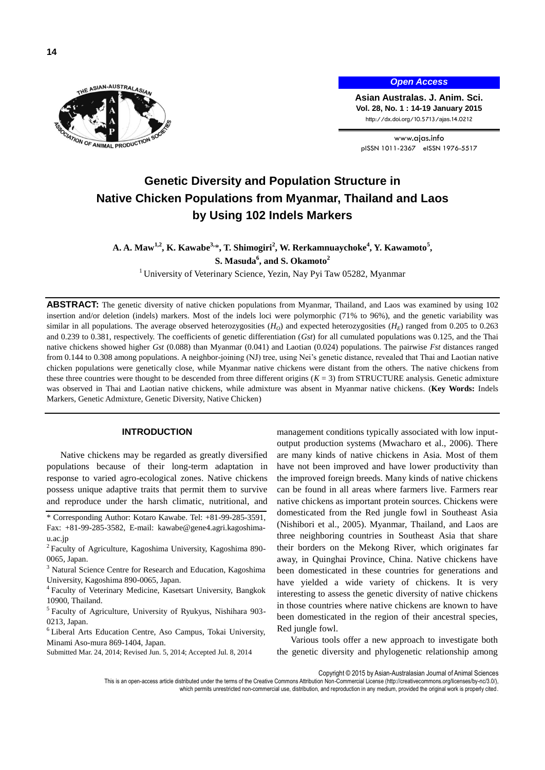# Genetic Diversity and Population Structure in Native Chicken Populations from Myanmar, Thailand and Laos by Using 102 Indels Markers

**A. A. Maw[1,2], K. Kawabe[3,]*, T. Shimogiri[2], W. Rerkamnuaychoke[4], Y. Kawamoto[5], S. Masuda[6], and S. Okamoto[2]**

[1] University of Veterinary Science, Yezin, Nay Pyi Taw 05282, Myanmar

**ABSTRACT:** The genetic diversity of native chicken populations from Myanmar, Thailand, and Laos was examined by using 102 insertion and/or deletion (indels) markers. Most of the indels loci were polymorphic (71% to 96%), and the genetic variability was similar in all populations. The average observed heterozygosities ($H_O$) and expected heterozygosities ($H_E$) ranged from 0.205 to 0.263 and 0.239 to 0.381, respectively. The coefficients of genetic differentiation (*Gst*) for all cumulated populations was 0.125, and the Thai native chickens showed higher *Gst* (0.088) than Myanmar (0.041) and Laotian (0.024) populations. The pairwise *Fst* distances ranged from 0.144 to 0.308 among populations. A neighbor-joining (NJ) tree, using Nei's genetic distance, revealed that Thai and Laotian native chicken populations were genetically close, while Myanmar native chickens were distant from the others. The native chickens from these three countries were thought to be descended from three different origins ($K = 3$) from STRUCTURE analysis. Genetic admixture was observed in Thai and Laotian native chickens, while admixture was absent in Myanmar native chickens. (**Key Words:** Indels Markers, Genetic Admixture, Genetic Diversity, Native Chicken)

## INTRODUCTION

Native chickens may be regarded as greatly diversified populations because of their long-term adaptation in response to varied agro-ecological zones. Native chickens possess unique adaptive traits that permit them to survive and reproduce under the harsh climatic, nutritional, and management conditions typically associated with low input-output production systems (Mwacharo et al., 2006). There are many kinds of native chickens in Asia. Most of them have not been improved and have lower productivity than the improved foreign breeds. Many kinds of native chickens can be found in all areas where farmers live. Farmers rear native chickens as important protein sources. Chickens were domesticated from the Red jungle fowl in Southeast Asia (Nishibori et al., 2005). Myanmar, Thailand, and Laos are three neighboring countries in Southeast Asia that share their borders on the Mekong River, which originates far away, in Quinghai Province, China. Native chickens have been domesticated in these countries for generations and have yielded a wide variety of chickens. It is very interesting to assess the genetic diversity of native chickens in those countries where native chickens are known to have been domesticated in the region of their ancestral species, Red jungle fowl.

Various tools offer a new approach to investigate both the genetic diversity and phylogenetic relationship among

---

\* Corresponding Author: Kotaro Kawabe. Tel: +81-99-285-3591, Fax: +81-99-285-3582, E-mail: kawabe@gene4.agri.kagoshima-u.ac.jp

[2] Faculty of Agriculture, Kagoshima University, Kagoshima 890-0065, Japan.

[3] Natural Science Centre for Research and Education, Kagoshima University, Kagoshima 890-0065, Japan.

[4] Faculty of Veterinary Medicine, Kasetsart University, Bangkok 10900, Thailand.

[5] Faculty of Agriculture, University of Ryukyus, Nishihara 903-0213, Japan.

[6] Liberal Arts Education Centre, Aso Campus, Tokai University, Minami Aso-mura 869-1404, Japan.

Submitted Mar. 24, 2014; Revised Jun. 5, 2014; Accepted Jul. 8, 2014

Copyright © 2015 by Asian-Australasian Journal of Animal Sciences

This is an open-access article distributed under the terms of the Creative Commons Attribution Non-Commercial License (http://creativecommons.org/licenses/by-nc/3.0/), which permits unrestricted non-commercial use, distribution, and reproduction in any medium, provided the original work is properly cited.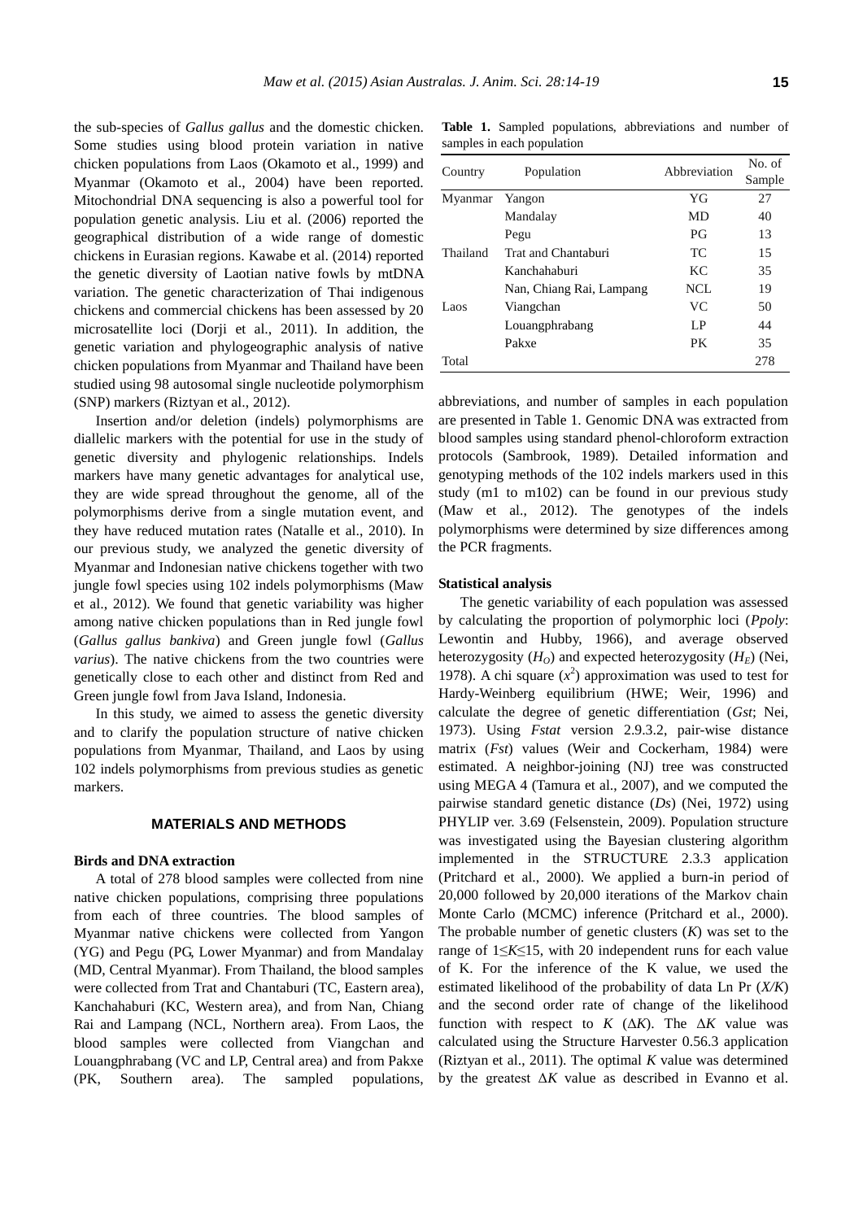the sub-species of *Gallus gallus* and the domestic chicken. Some studies using blood protein variation in native chicken populations from Laos (Okamoto et al., 1999) and Myanmar (Okamoto et al., 2004) have been reported. Mitochondrial DNA sequencing is also a powerful tool for population genetic analysis. Liu et al. (2006) reported the geographical distribution of a wide range of domestic chickens in Eurasian regions. Kawabe et al. (2014) reported the genetic diversity of Laotian native fowls by mtDNA variation. The genetic characterization of Thai indigenous chickens and commercial chickens has been assessed by 20 microsatellite loci (Dorji et al., 2011). In addition, the genetic variation and phylogeographic analysis of native chicken populations from Myanmar and Thailand have been studied using 98 autosomal single nucleotide polymorphism (SNP) markers (Riztyan et al., 2012).

Insertion and/or deletion (indels) polymorphisms are diallelic markers with the potential for use in the study of genetic diversity and phylogenic relationships. Indels markers have many genetic advantages for analytical use, they are wide spread throughout the genome, all of the polymorphisms derive from a single mutation event, and they have reduced mutation rates (Natalle et al., 2010). In our previous study, we analyzed the genetic diversity of Myanmar and Indonesian native chickens together with two jungle fowl species using 102 indels polymorphisms (Maw et al., 2012). We found that genetic variability was higher among native chicken populations than in Red jungle fowl (*Gallus gallus bankiva*) and Green jungle fowl (*Gallus varius*). The native chickens from the two countries were genetically close to each other and distinct from Red and Green jungle fowl from Java Island, Indonesia.

In this study, we aimed to assess the genetic diversity and to clarify the population structure of native chicken populations from Myanmar, Thailand, and Laos by using 102 indels polymorphisms from previous studies as genetic markers.

## MATERIALS AND METHODS

### Birds and DNA extraction

A total of 278 blood samples were collected from nine native chicken populations, comprising three populations from each of three countries. The blood samples of Myanmar native chickens were collected from Yangon (YG) and Pegu (PG, Lower Myanmar) and from Mandalay (MD, Central Myanmar). From Thailand, the blood samples were collected from Trat and Chantaburi (TC, Eastern area), Kanchahaburi (KC, Western area), and from Nan, Chiang Rai and Lampang (NCL, Northern area). From Laos, the blood samples were collected from Viangchan and Louangphrabang (VC and LP, Central area) and from Pakxe (PK, Southern area). The sampled populations, abbreviations, and number of samples in each population are presented in Table 1. Genomic DNA was extracted from blood samples using standard phenol-chloroform extraction protocols (Sambrook, 1989). Detailed information and genotyping methods of the 102 indels markers used in this study (m1 to m102) can be found in our previous study (Maw et al., 2012). The genotypes of the indels polymorphisms were determined by size differences among the PCR fragments.

**Table 1.** Sampled populations, abbreviations and number of samples in each population

| Country | Population | Abbreviation | No. of Sample |
|---|---|---|---|
| Myanmar | Yangon | YG | 27 |
| | Mandalay | MD | 40 |
| | Pegu | PG | 13 |
| Thailand | Trat and Chantaburi | TC | 15 |
| | Kanchahaburi | KC | 35 |
| | Nan, Chiang Rai, Lampang | NCL | 19 |
| Laos | Viangchan | VC | 50 |
| | Louangphrabang | LP | 44 |
| | Pakxe | PK | 35 |
| Total | | | 278 |

### Statistical analysis

The genetic variability of each population was assessed by calculating the proportion of polymorphic loci (*Ppoly*: Lewontin and Hubby, 1966), and average observed heterozygosity ($H_O$) and expected heterozygosity ($H_E$) (Nei, 1978). A chi square ($x^2$) approximation was used to test for Hardy-Weinberg equilibrium (HWE; Weir, 1996) and calculate the degree of genetic differentiation (*Gst*; Nei, 1973). Using *Fstat* version 2.9.3.2, pair-wise distance matrix (*Fst*) values (Weir and Cockerham, 1984) were estimated. A neighbor-joining (NJ) tree was constructed using MEGA 4 (Tamura et al., 2007), and we computed the pairwise standard genetic distance (*Ds*) (Nei, 1972) using PHYLIP ver. 3.69 (Felsenstein, 2009). Population structure was investigated using the Bayesian clustering algorithm implemented in the STRUCTURE 2.3.3 application (Pritchard et al., 2000). We applied a burn-in period of 20,000 followed by 20,000 iterations of the Markov chain Monte Carlo (MCMC) inference (Pritchard et al., 2000). The probable number of genetic clusters ($K$) was set to the range of $1 \leq K \leq 15$, with 20 independent runs for each value of K. For the inference of the K value, we used the estimated likelihood of the probability of data Ln Pr ($X/K$) and the second order rate of change of the likelihood function with respect to $K$ ($\Delta K$). The $\Delta K$ value was calculated using the Structure Harvester 0.56.3 application (Riztyan et al., 2011). The optimal $K$ value was determined by the greatest $\Delta K$ value as described in Evanno et al.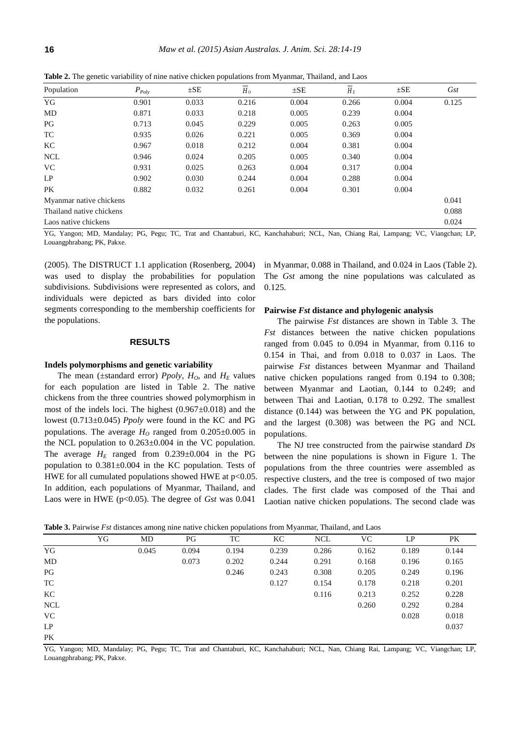**Table 2.** The genetic variability of nine native chicken populations from Myanmar, Thailand, and Laos

| Population | $P_{Poly}$ | ±SE | $\overline{H}_O$ | ±SE | $\overline{H}_E$ | ±SE | *Gst* |
|---|---|---|---|---|---|---|---|
| YG | 0.901 | 0.033 | 0.216 | 0.004 | 0.266 | 0.004 | 0.125 |
| MD | 0.871 | 0.033 | 0.218 | 0.005 | 0.239 | 0.004 | |
| PG | 0.713 | 0.045 | 0.229 | 0.005 | 0.263 | 0.005 | |
| TC | 0.935 | 0.026 | 0.221 | 0.005 | 0.369 | 0.004 | |
| KC | 0.967 | 0.018 | 0.212 | 0.004 | 0.381 | 0.004 | |
| NCL | 0.946 | 0.024 | 0.205 | 0.005 | 0.340 | 0.004 | |
| VC | 0.931 | 0.025 | 0.263 | 0.004 | 0.317 | 0.004 | |
| LP | 0.902 | 0.030 | 0.244 | 0.004 | 0.288 | 0.004 | |
| PK | 0.882 | 0.032 | 0.261 | 0.004 | 0.301 | 0.004 | |
| Myanmar native chickens | | | | | | | 0.041 |
| Thailand native chickens | | | | | | | 0.088 |
| Laos native chickens | | | | | | | 0.024 |

YG, Yangon; MD, Mandalay; PG, Pegu; TC, Trat and Chantaburi, KC, Kanchahaburi; NCL, Nan, Chiang Rai, Lampang; VC, Viangchan; LP, Louangphrabang; PK, Pakxe.

(2005). The DISTRUCT 1.1 application (Rosenberg, 2004) was used to display the probabilities for population subdivisions. Subdivisions were represented as colors, and individuals were depicted as bars divided into color segments corresponding to the membership coefficients for the populations.

## RESULTS

### Indels polymorphisms and genetic variability

The mean (±standard error) *Ppoly*, $H_O$, and $H_E$ values for each population are listed in Table 2. The native chickens from the three countries showed polymorphism in most of the indels loci. The highest (0.967±0.018) and the lowest (0.713±0.045) *Ppoly* were found in the KC and PG populations. The average $H_O$ ranged from 0.205±0.005 in the NCL population to 0.263±0.004 in the VC population. The average $H_E$ ranged from 0.239±0.004 in the PG population to 0.381±0.004 in the KC population. Tests of HWE for all cumulated populations showed HWE at $p<0.05$. In addition, each populations of Myanmar, Thailand, and Laos were in HWE ($p<0.05$). The degree of *Gst* was 0.041 in Myanmar, 0.088 in Thailand, and 0.024 in Laos (Table 2). The *Gst* among the nine populations was calculated as 0.125.

### Pairwise *Fst* distance and phylogenic analysis

The pairwise *Fst* distances are shown in Table 3. The *Fst* distances between the native chicken populations ranged from 0.045 to 0.094 in Myanmar, from 0.116 to 0.154 in Thai, and from 0.018 to 0.037 in Laos. The pairwise *Fst* distances between Myanmar and Thailand native chicken populations ranged from 0.194 to 0.308; between Myanmar and Laotian, 0.144 to 0.249; and between Thai and Laotian, 0.178 to 0.292. The smallest distance (0.144) was between the YG and PK population, and the largest (0.308) was between the PG and NCL populations.

The NJ tree constructed from the pairwise standard *Ds* between the nine populations is shown in Figure 1. The populations from the three countries were assembled as respective clusters, and the tree is composed of two major clades. The first clade was composed of the Thai and Laotian native chicken populations. The second clade was

**Table 3.** Pairwise *Fst* distances among nine native chicken populations from Myanmar, Thailand, and Laos

| | YG | MD | PG | TC | KC | NCL | VC | LP | PK |
|---|---|---|---|---|---|---|---|---|---|
| YG | | 0.045 | 0.094 | 0.194 | 0.239 | 0.286 | 0.162 | 0.189 | 0.144 |
| MD | | | 0.073 | 0.202 | 0.244 | 0.291 | 0.168 | 0.196 | 0.165 |
| PG | | | | 0.246 | 0.243 | 0.308 | 0.205 | 0.249 | 0.196 |
| TC | | | | | 0.127 | 0.154 | 0.178 | 0.218 | 0.201 |
| KC | | | | | | 0.116 | 0.213 | 0.252 | 0.228 |
| NCL | | | | | | | 0.260 | 0.292 | 0.284 |
| VC | | | | | | | | 0.028 | 0.018 |
| LP | | | | | | | | | 0.037 |
| PK | | | | | | | | | |

YG, Yangon; MD, Mandalay; PG, Pegu; TC, Trat and Chantaburi, KC, Kanchahaburi; NCL, Nan, Chiang Rai, Lampang; VC, Viangchan; LP, Louangphrabang; PK, Pakxe.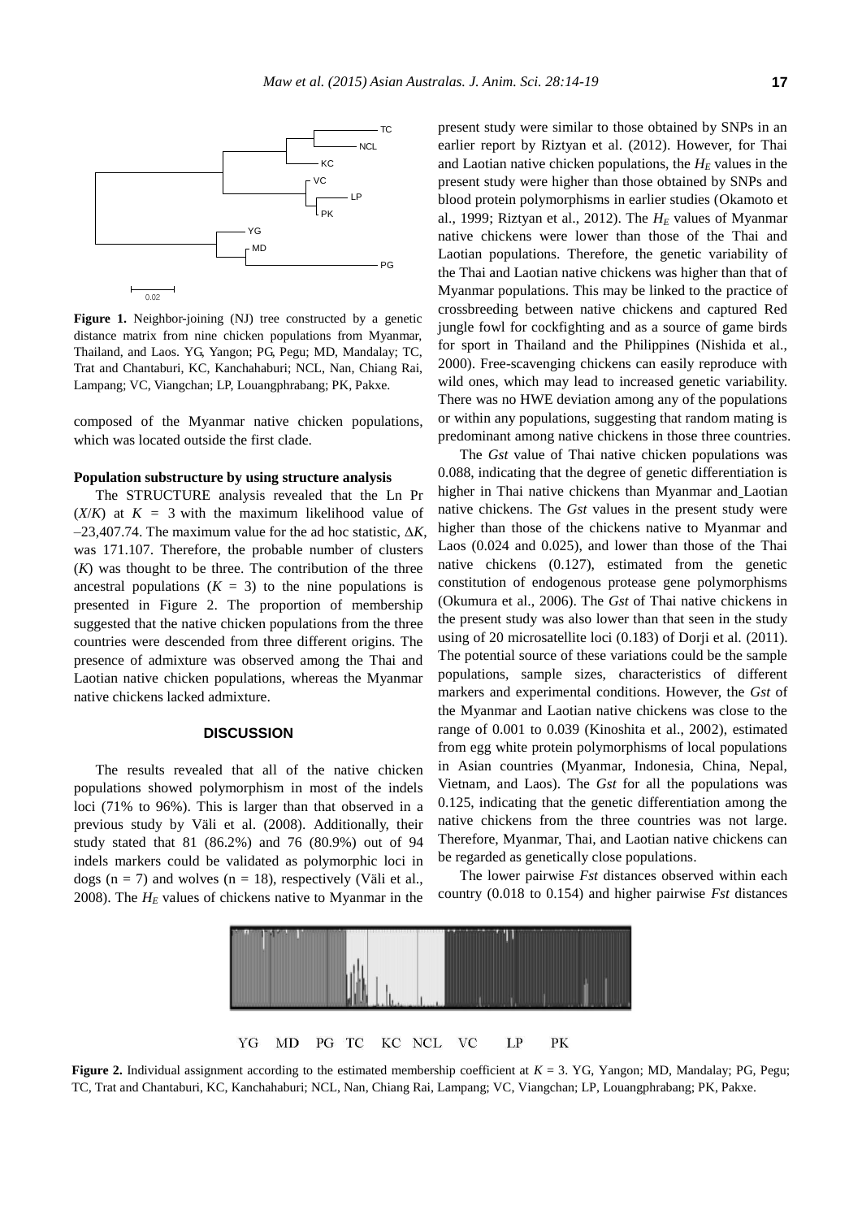Figure 1. Neighbor-joining (NJ) tree constructed by a genetic distance matrix from nine chicken populations from Myanmar, Thailand, and Laos. YG, Yangon; PG, Pegu; MD, Mandalay; TC, Trat and Chantaburi, KC, Kanchahaburi; NCL, Nan, Chiang Rai, Lampang; VC, Viangchan; LP, Louangphrabang; PK, Pakxe.

composed of the Myanmar native chicken populations, which was located outside the first clade.

### Population substructure by using structure analysis

The STRUCTURE analysis revealed that the Ln Pr ($X$/$K$) at $K$ = 3 with the maximum likelihood value of –23,407.74. The maximum value for the ad hoc statistic, $\Delta K$, was 171.107. Therefore, the probable number of clusters ($K$) was thought to be three. The contribution of the three ancestral populations ($K$ = 3) to the nine populations is presented in Figure 2. The proportion of membership suggested that the native chicken populations from the three countries were descended from three different origins. The presence of admixture was observed among the Thai and Laotian native chicken populations, whereas the Myanmar native chickens lacked admixture.

## DISCUSSION

The results revealed that all of the native chicken populations showed polymorphism in most of the indels loci (71% to 96%). This is larger than that observed in a previous study by Väli et al. (2008). Additionally, their study stated that 81 (86.2%) and 76 (80.9%) out of 94 indels markers could be validated as polymorphic loci in dogs (n = 7) and wolves (n = 18), respectively (Väli et al., 2008). The $H_E$ values of chickens native to Myanmar in the present study were similar to those obtained by SNPs in an earlier report by Riztyan et al. (2012). However, for Thai and Laotian native chicken populations, the $H_E$ values in the present study were higher than those obtained by SNPs and blood protein polymorphisms in earlier studies (Okamoto et al., 1999; Riztyan et al., 2012). The $H_E$ values of Myanmar native chickens were lower than those of the Thai and Laotian populations. Therefore, the genetic variability of the Thai and Laotian native chickens was higher than that of Myanmar populations. This may be linked to the practice of crossbreeding between native chickens and captured Red jungle fowl for cockfighting and as a source of game birds for sport in Thailand and the Philippines (Nishida et al., 2000). Free-scavenging chickens can easily reproduce with wild ones, which may lead to increased genetic variability. There was no HWE deviation among any of the populations or within any populations, suggesting that random mating is predominant among native chickens in those three countries.

The $Gst$ value of Thai native chicken populations was 0.088, indicating that the degree of genetic differentiation is higher in Thai native chickens than Myanmar and Laotian native chickens. The $Gst$ values in the present study were higher than those of the chickens native to Myanmar and Laos (0.024 and 0.025), and lower than those of the Thai native chickens (0.127), estimated from the genetic constitution of endogenous protease gene polymorphisms (Okumura et al., 2006). The $Gst$ of Thai native chickens in the present study was also lower than that seen in the study using of 20 microsatellite loci (0.183) of Dorji et al. (2011). The potential source of these variations could be the sample populations, sample sizes, characteristics of different markers and experimental conditions. However, the $Gst$ of the Myanmar and Laotian native chickens was close to the range of 0.001 to 0.039 (Kinoshita et al., 2002), estimated from egg white protein polymorphisms of local populations in Asian countries (Myanmar, Indonesia, China, Nepal, Vietnam, and Laos). The $Gst$ for all the populations was 0.125, indicating that the genetic differentiation among the native chickens from the three countries was not large. Therefore, Myanmar, Thai, and Laotian native chickens can be regarded as genetically close populations.

The lower pairwise $Fst$ distances observed within each country (0.018 to 0.154) and higher pairwise $Fst$ distances

Figure 2. Individual assignment according to the estimated membership coefficient at $K$ = 3. YG, Yangon; MD, Mandalay; PG, Pegu; TC, Trat and Chantaburi, KC, Kanchahaburi; NCL, Nan, Chiang Rai, Lampang; VC, Viangchan; LP, Louangphrabang; PK, Pakxe.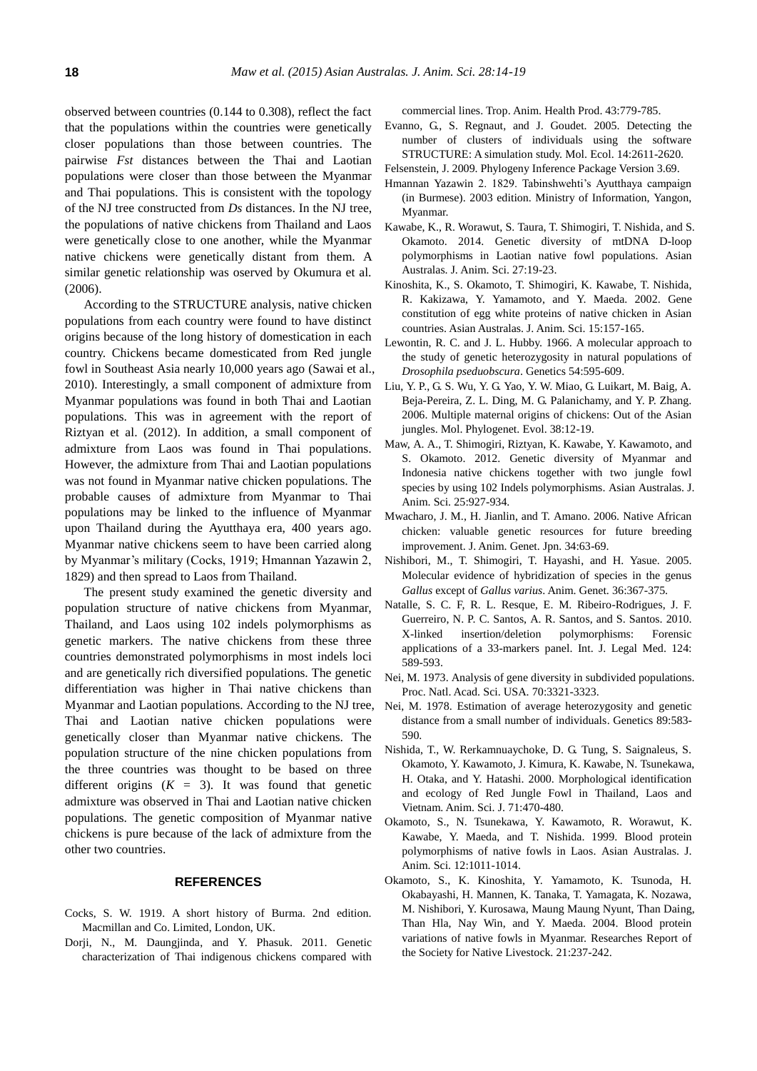observed between countries (0.144 to 0.308), reflect the fact that the populations within the countries were genetically closer populations than those between countries. The pairwise *Fst* distances between the Thai and Laotian populations were closer than those between the Myanmar and Thai populations. This is consistent with the topology of the NJ tree constructed from *Ds* distances. In the NJ tree, the populations of native chickens from Thailand and Laos were genetically close to one another, while the Myanmar native chickens were genetically distant from them. A similar genetic relationship was oserved by Okumura et al. (2006).

According to the STRUCTURE analysis, native chicken populations from each country were found to have distinct origins because of the long history of domestication in each country. Chickens became domesticated from Red jungle fowl in Southeast Asia nearly 10,000 years ago (Sawai et al., 2010). Interestingly, a small component of admixture from Myanmar populations was found in both Thai and Laotian populations. This was in agreement with the report of Riztyan et al. (2012). In addition, a small component of admixture from Laos was found in Thai populations. However, the admixture from Thai and Laotian populations was not found in Myanmar native chicken populations. The probable causes of admixture from Myanmar to Thai populations may be linked to the influence of Myanmar upon Thailand during the Ayutthaya era, 400 years ago. Myanmar native chickens seem to have been carried along by Myanmar's military (Cocks, 1919; Hmannan Yazawin 2, 1829) and then spread to Laos from Thailand.

The present study examined the genetic diversity and population structure of native chickens from Myanmar, Thailand, and Laos using 102 indels polymorphisms as genetic markers. The native chickens from these three countries demonstrated polymorphisms in most indels loci and are genetically rich diversified populations. The genetic differentiation was higher in Thai native chickens than Myanmar and Laotian populations. According to the NJ tree, Thai and Laotian native chicken populations were genetically closer than Myanmar native chickens. The population structure of the nine chicken populations from the three countries was thought to be based on three different origins ($K$ = 3). It was found that genetic admixture was observed in Thai and Laotian native chicken populations. The genetic composition of Myanmar native chickens is pure because of the lack of admixture from the other two countries.

## REFERENCES

Cocks, S. W. 1919. A short history of Burma. 2nd edition. Macmillan and Co. Limited, London, UK.

Dorji, N., M. Daungjinda, and Y. Phasuk. 2011. Genetic characterization of Thai indigenous chickens compared with commercial lines. Trop. Anim. Health Prod. 43:779-785.

Evanno, G., S. Regnaut, and J. Goudet. 2005. Detecting the number of clusters of individuals using the software STRUCTURE: A simulation study. Mol. Ecol. 14:2611-2620.

Felsenstein, J. 2009. Phylogeny Inference Package Version 3.69.

Hmannan Yazawin 2. 1829. Tabinshwehti's Ayutthaya campaign (in Burmese). 2003 edition. Ministry of Information, Yangon, Myanmar.

Kawabe, K., R. Worawut, S. Taura, T. Shimogiri, T. Nishida, and S. Okamoto. 2014. Genetic diversity of mtDNA D-loop polymorphisms in Laotian native fowl populations. Asian Australas. J. Anim. Sci. 27:19-23.

Kinoshita, K., S. Okamoto, T. Shimogiri, K. Kawabe, T. Nishida, R. Kakizawa, Y. Yamamoto, and Y. Maeda. 2002. Gene constitution of egg white proteins of native chicken in Asian countries. Asian Australas. J. Anim. Sci. 15:157-165.

Lewontin, R. C. and J. L. Hubby. 1966. A molecular approach to the study of genetic heterozygosity in natural populations of *Drosophila pseduobscura*. Genetics 54:595-609.

Liu, Y. P., G. S. Wu, Y. G. Yao, Y. W. Miao, G. Luikart, M. Baig, A. Beja-Pereira, Z. L. Ding, M. G. Palanichamy, and Y. P. Zhang. 2006. Multiple maternal origins of chickens: Out of the Asian jungles. Mol. Phylogenet. Evol. 38:12-19.

Maw, A. A., T. Shimogiri, Riztyan, K. Kawabe, Y. Kawamoto, and S. Okamoto. 2012. Genetic diversity of Myanmar and Indonesia native chickens together with two jungle fowl species by using 102 Indels polymorphisms. Asian Australas. J. Anim. Sci. 25:927-934.

Mwacharo, J. M., H. Jianlin, and T. Amano. 2006. Native African chicken: valuable genetic resources for future breeding improvement. J. Anim. Genet. Jpn. 34:63-69.

Nishibori, M., T. Shimogiri, T. Hayashi, and H. Yasue. 2005. Molecular evidence of hybridization of species in the genus *Gallus* except of *Gallus varius*. Anim. Genet. 36:367-375.

Natalle, S. C. F, R. L. Resque, E. M. Ribeiro-Rodrigues, J. F. Guerreiro, N. P. C. Santos, A. R. Santos, and S. Santos. 2010. X-linked insertion/deletion polymorphisms: Forensic applications of a 33-markers panel. Int. J. Legal Med. 124: 589-593.

Nei, M. 1973. Analysis of gene diversity in subdivided populations. Proc. Natl. Acad. Sci. USA. 70:3321-3323.

Nei, M. 1978. Estimation of average heterozygosity and genetic distance from a small number of individuals. Genetics 89:583-590.

Nishida, T., W. Rerkamnuaychoke, D. G. Tung, S. Saignaleus, S. Okamoto, Y. Kawamoto, J. Kimura, K. Kawabe, N. Tsunekawa, H. Otaka, and Y. Hatashi. 2000. Morphological identification and ecology of Red Jungle Fowl in Thailand, Laos and Vietnam. Anim. Sci. J. 71:470-480.

Okamoto, S., N. Tsunekawa, Y. Kawamoto, R. Worawut, K. Kawabe, Y. Maeda, and T. Nishida. 1999. Blood protein polymorphisms of native fowls in Laos. Asian Australas. J. Anim. Sci. 12:1011-1014.

Okamoto, S., K. Kinoshita, Y. Yamamoto, K. Tsunoda, H. Okabayashi, H. Mannen, K. Tanaka, T. Yamagata, K. Nozawa, M. Nishibori, Y. Kurosawa, Maung Maung Nyunt, Than Daing, Than Hla, Nay Win, and Y. Maeda. 2004. Blood protein variations of native fowls in Myanmar. Researches Report of the Society for Native Livestock. 21:237-242.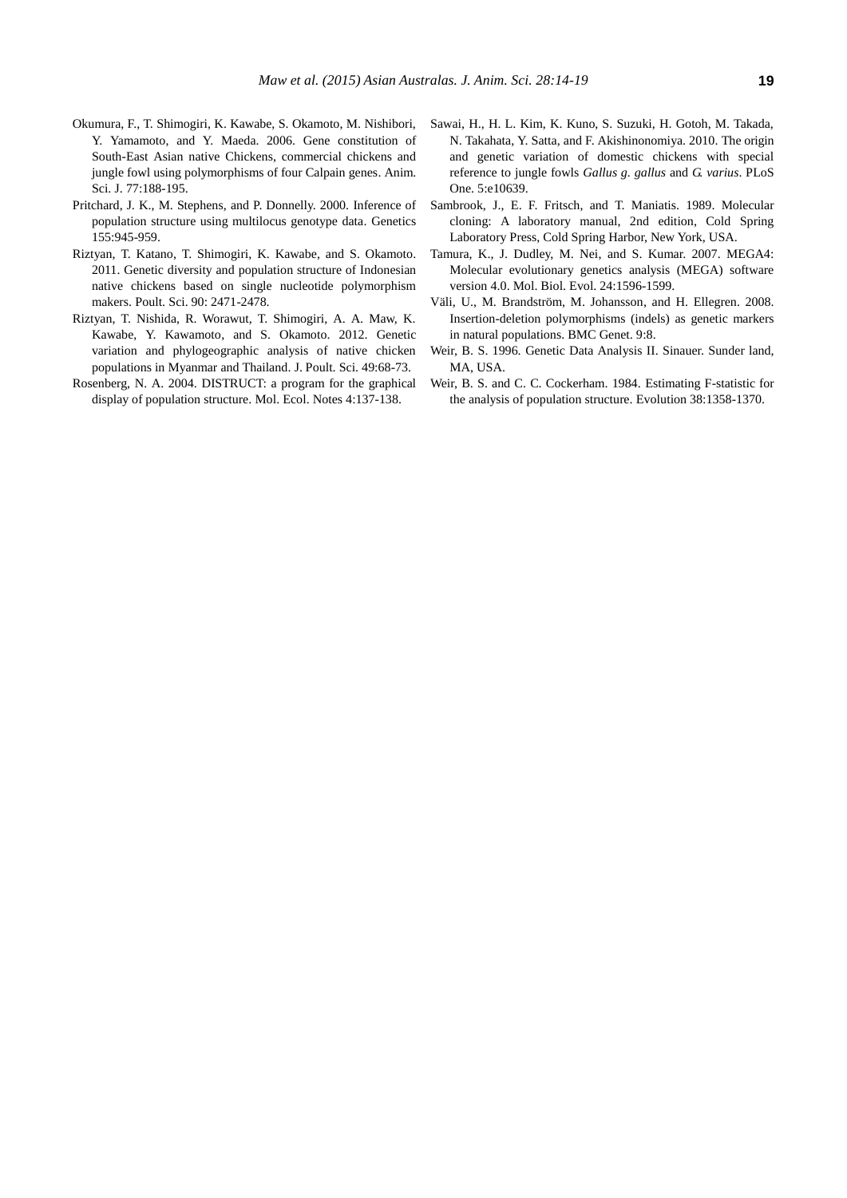Okumura, F., T. Shimogiri, K. Kawabe, S. Okamoto, M. Nishibori, Y. Yamamoto, and Y. Maeda. 2006. Gene constitution of South-East Asian native Chickens, commercial chickens and jungle fowl using polymorphisms of four Calpain genes. Anim. Sci. J. 77:188-195.

Pritchard, J. K., M. Stephens, and P. Donnelly. 2000. Inference of population structure using multilocus genotype data. Genetics 155:945-959.

Riztyan, T. Katano, T. Shimogiri, K. Kawabe, and S. Okamoto. 2011. Genetic diversity and population structure of Indonesian native chickens based on single nucleotide polymorphism makers. Poult. Sci. 90: 2471-2478.

Riztyan, T. Nishida, R. Worawut, T. Shimogiri, A. A. Maw, K. Kawabe, Y. Kawamoto, and S. Okamoto. 2012. Genetic variation and phylogeographic analysis of native chicken populations in Myanmar and Thailand. J. Poult. Sci. 49:68-73.

Rosenberg, N. A. 2004. DISTRUCT: a program for the graphical display of population structure. Mol. Ecol. Notes 4:137-138.

Sawai, H., H. L. Kim, K. Kuno, S. Suzuki, H. Gotoh, M. Takada, N. Takahata, Y. Satta, and F. Akishinonomiya. 2010. The origin and genetic variation of domestic chickens with special reference to jungle fowls *Gallus g. gallus* and *G. varius*. PLoS One. 5:e10639.

Sambrook, J., E. F. Fritsch, and T. Maniatis. 1989. Molecular cloning: A laboratory manual, 2nd edition, Cold Spring Laboratory Press, Cold Spring Harbor, New York, USA.

Tamura, K., J. Dudley, M. Nei, and S. Kumar. 2007. MEGA4: Molecular evolutionary genetics analysis (MEGA) software version 4.0. Mol. Biol. Evol. 24:1596-1599.

Väli, U., M. Brandström, M. Johansson, and H. Ellegren. 2008. Insertion-deletion polymorphisms (indels) as genetic markers in natural populations. BMC Genet. 9:8.

Weir, B. S. 1996. Genetic Data Analysis II. Sinauer. Sunder land, MA, USA.

Weir, B. S. and C. C. Cockerham. 1984. Estimating F-statistic for the analysis of population structure. Evolution 38:1358-1370.